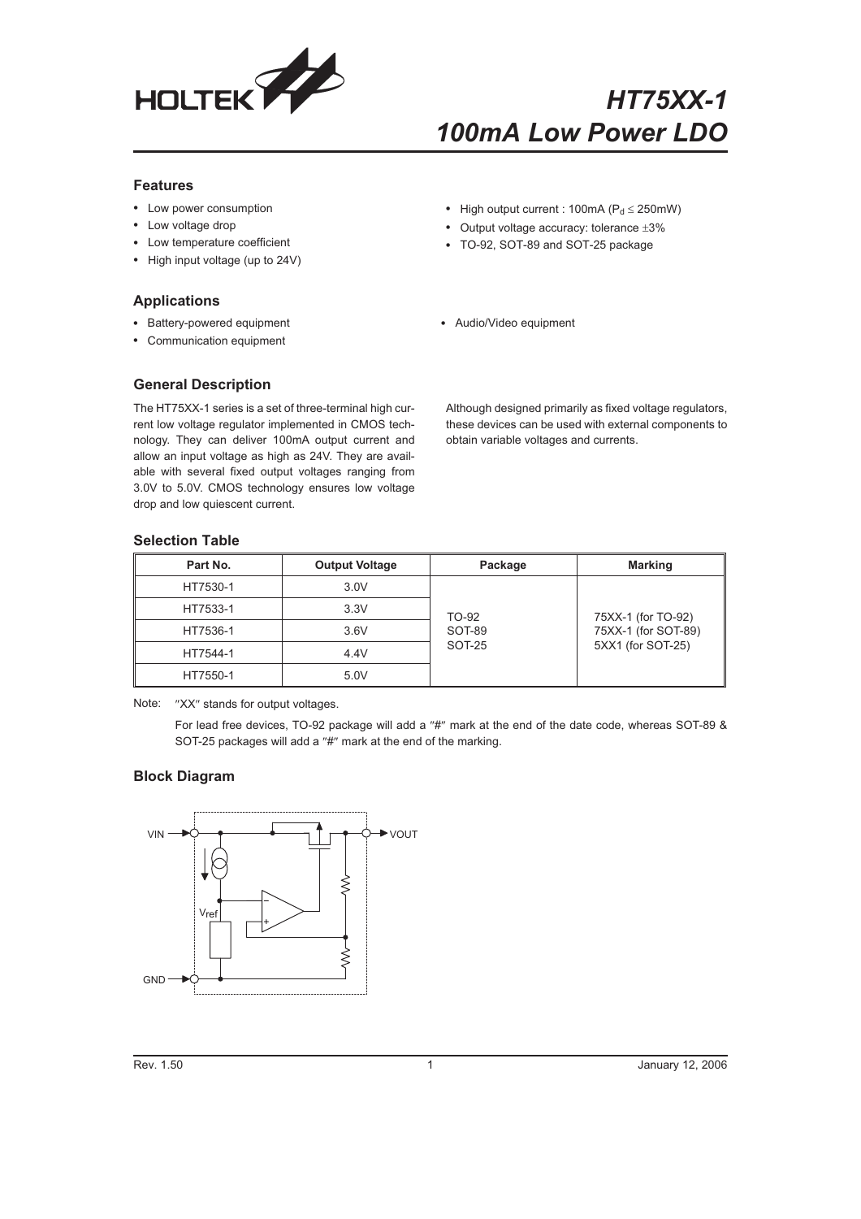# HT75XX-1
## 100mA Low Power LDO

### Features

- Low power consumption
- Low voltage drop
- Low temperature coefficient
- High input voltage (up to 24V)
- High output current : 100mA ($P_d \leq 250mW$)
- Output voltage accuracy: tolerance ±3%
- TO-92, SOT-89 and SOT-25 package

### Applications

- Battery-powered equipment
- Communication equipment
- Audio/Video equipment

### General Description

The HT75XX-1 series is a set of three-terminal high current low voltage regulator implemented in CMOS technology. They can deliver 100mA output current and allow an input voltage as high as 24V. They are available with several fixed output voltages ranging from 3.0V to 5.0V. CMOS technology ensures low voltage drop and low quiescent current.

Although designed primarily as fixed voltage regulators, these devices can be used with external components to obtain variable voltages and currents.

### Selection Table

| Part No. | Output Voltage | Package | Marking |
|---|---|---|---|
| HT7530-1 | 3.0V | TO-92<br>SOT-89<br>SOT-25 | 75XX-1 (for TO-92)<br>75XX-1 (for SOT-89)<br>5XX1 (for SOT-25) |
| HT7533-1 | 3.3V | | |
| HT7536-1 | 3.6V | | |
| HT7544-1 | 4.4V | | |
| HT7550-1 | 5.0V | | |

Note: "XX" stands for output voltages.

For lead free devices, TO-92 package will add a "#" mark at the end of the date code, whereas SOT-89 & SOT-25 packages will add a "#" mark at the end of the marking.

### Block Diagram

VIN, VOUT, $V_{ref}$, GND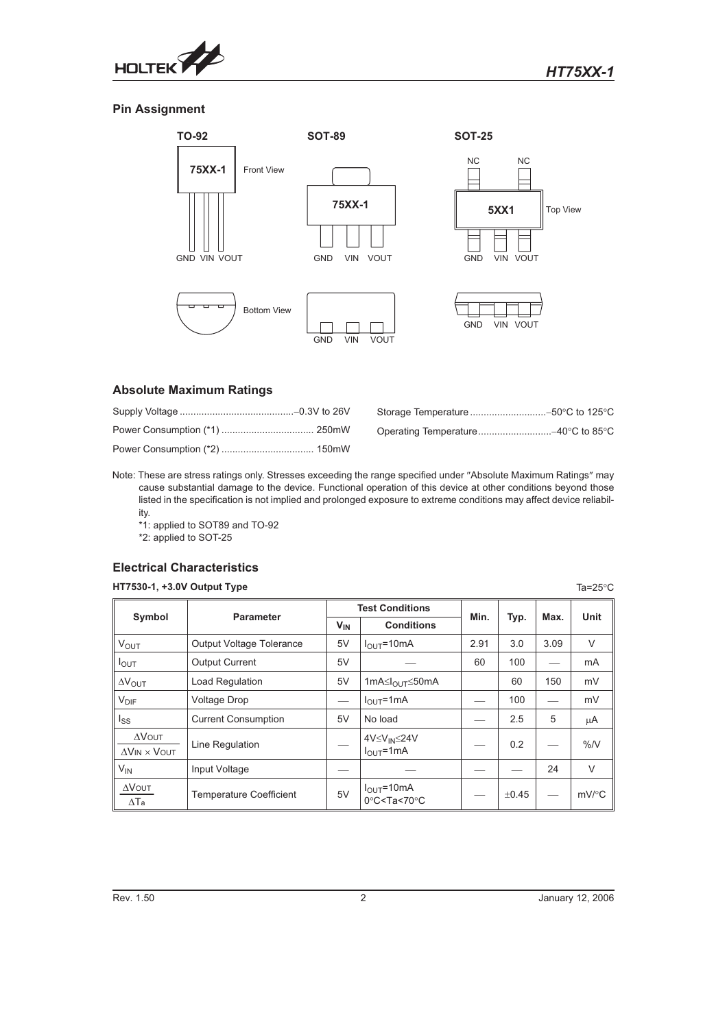## Pin Assignment

**TO-92**

75XX-1 — Front View

GND VIN VOUT

Bottom View

**SOT-89**

75XX-1

GND VIN VOUT

GND VIN VOUT

**SOT-25**

NC NC

5XX1 — Top View

GND VIN VOUT

GND VIN VOUT

## Absolute Maximum Ratings

Supply Voltage ..........................................–0.3V to 26V

Power Consumption (*1) ................................. 250mW

Power Consumption (*2) ................................. 150mW

Storage Temperature ............................–50°C to 125°C

Operating Temperature...........................–40°C to 85°C

Note: These are stress ratings only. Stresses exceeding the range specified under "Absolute Maximum Ratings" may cause substantial damage to the device. Functional operation of this device at other conditions beyond those listed in the specification is not implied and prolonged exposure to extreme conditions may affect device reliability.

*1: applied to SOT89 and TO-92

*2: applied to SOT-25

## Electrical Characteristics

**HT7530-1, +3.0V Output Type**

Ta=25°C

| Symbol | Parameter | Test Conditions | | Min. | Typ. | Max. | Unit |
|---|---|---|---|---|---|---|---|
| | | $V_{IN}$ | Conditions | | | | |
| $V_{OUT}$ | Output Voltage Tolerance | 5V | $I_{OUT}$=10mA | 2.91 | 3.0 | 3.09 | V |
| $I_{OUT}$ | Output Current | 5V | — | 60 | 100 | — | mA |
| $\Delta V_{OUT}$ | Load Regulation | 5V | 1mA$\leq I_{OUT} \leq$50mA | | 60 | 150 | mV |
| $V_{DIF}$ | Voltage Drop | — | $I_{OUT}$=1mA | — | 100 | — | mV |
| $I_{SS}$ | Current Consumption | 5V | No load | — | 2.5 | 5 | μA |
| $\frac{\Delta V_{OUT}}{\Delta V_{IN} \times V_{OUT}}$ | Line Regulation | — | 4V$\leq V_{IN} \leq$24V, $I_{OUT}$=1mA | — | 0.2 | — | %/V |
| $V_{IN}$ | Input Voltage | — | — | — | — | 24 | V |
| $\frac{\Delta V_{OUT}}{\Delta T_a}$ | Temperature Coefficient | 5V | $I_{OUT}$=10mA, 0°C<Ta<70°C | — | ±0.45 | — | mV/°C |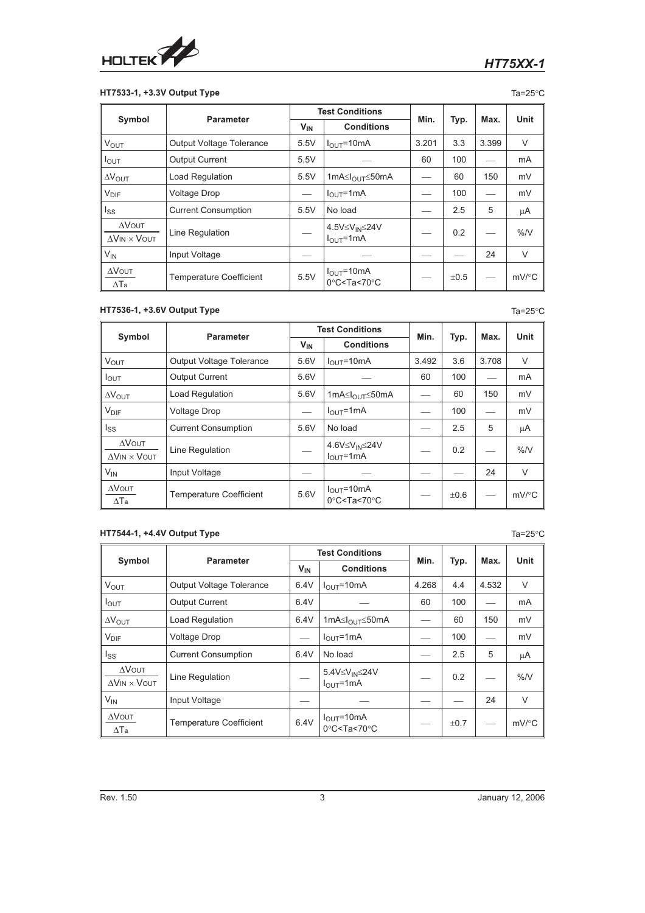### HT7533-1, +3.3V Output Type

Ta=25°C

| Symbol | Parameter | Test Conditions | | Min. | Typ. | Max. | Unit |
|---|---|---|---|---|---|---|---|
| | | $V_{IN}$ | Conditions | | | | |
| $V_{OUT}$ | Output Voltage Tolerance | 5.5V | $I_{OUT}$=10mA | 3.201 | 3.3 | 3.399 | V |
| $I_{OUT}$ | Output Current | 5.5V | — | 60 | 100 | — | mA |
| $\Delta V_{OUT}$ | Load Regulation | 5.5V | 1mA≤$I_{OUT}$≤50mA | — | 60 | 150 | mV |
| $V_{DIF}$ | Voltage Drop | — | $I_{OUT}$=1mA | — | 100 | — | mV |
| $I_{SS}$ | Current Consumption | 5.5V | No load | — | 2.5 | 5 | μA |
| $\frac{\Delta V_{OUT}}{\Delta V_{IN} \times V_{OUT}}$ | Line Regulation | — | 4.5V≤$V_{IN}$≤24V $I_{OUT}$=1mA | — | 0.2 | — | %/V |
| $V_{IN}$ | Input Voltage | — | — | — | — | 24 | V |
| $\frac{\Delta V_{OUT}}{\Delta Ta}$ | Temperature Coefficient | 5.5V | $I_{OUT}$=10mA 0°C<Ta<70°C | — | ±0.5 | — | mV/°C |

### HT7536-1, +3.6V Output Type

Ta=25°C

| Symbol | Parameter | Test Conditions | | Min. | Typ. | Max. | Unit |
|---|---|---|---|---|---|---|---|
| | | $V_{IN}$ | Conditions | | | | |
| $V_{OUT}$ | Output Voltage Tolerance | 5.6V | $I_{OUT}$=10mA | 3.492 | 3.6 | 3.708 | V |
| $I_{OUT}$ | Output Current | 5.6V | — | 60 | 100 | — | mA |
| $\Delta V_{OUT}$ | Load Regulation | 5.6V | 1mA≤$I_{OUT}$≤50mA | — | 60 | 150 | mV |
| $V_{DIF}$ | Voltage Drop | — | $I_{OUT}$=1mA | — | 100 | — | mV |
| $I_{SS}$ | Current Consumption | 5.6V | No load | — | 2.5 | 5 | μA |
| $\frac{\Delta V_{OUT}}{\Delta V_{IN} \times V_{OUT}}$ | Line Regulation | — | 4.6V≤$V_{IN}$≤24V $I_{OUT}$=1mA | — | 0.2 | — | %/V |
| $V_{IN}$ | Input Voltage | — | — | — | — | 24 | V |
| $\frac{\Delta V_{OUT}}{\Delta Ta}$ | Temperature Coefficient | 5.6V | $I_{OUT}$=10mA 0°C<Ta<70°C | — | ±0.6 | — | mV/°C |

### HT7544-1, +4.4V Output Type

Ta=25°C

| Symbol | Parameter | Test Conditions | | Min. | Typ. | Max. | Unit |
|---|---|---|---|---|---|---|---|
| | | $V_{IN}$ | Conditions | | | | |
| $V_{OUT}$ | Output Voltage Tolerance | 6.4V | $I_{OUT}$=10mA | 4.268 | 4.4 | 4.532 | V |
| $I_{OUT}$ | Output Current | 6.4V | — | 60 | 100 | — | mA |
| $\Delta V_{OUT}$ | Load Regulation | 6.4V | 1mA≤$I_{OUT}$≤50mA | — | 60 | 150 | mV |
| $V_{DIF}$ | Voltage Drop | — | $I_{OUT}$=1mA | — | 100 | — | mV |
| $I_{SS}$ | Current Consumption | 6.4V | No load | — | 2.5 | 5 | μA |
| $\frac{\Delta V_{OUT}}{\Delta V_{IN} \times V_{OUT}}$ | Line Regulation | — | 5.4V≤$V_{IN}$≤24V $I_{OUT}$=1mA | — | 0.2 | — | %/V |
| $V_{IN}$ | Input Voltage | — | — | — | — | 24 | V |
| $\frac{\Delta V_{OUT}}{\Delta Ta}$ | Temperature Coefficient | 6.4V | $I_{OUT}$=10mA 0°C<Ta<70°C | — | ±0.7 | — | mV/°C |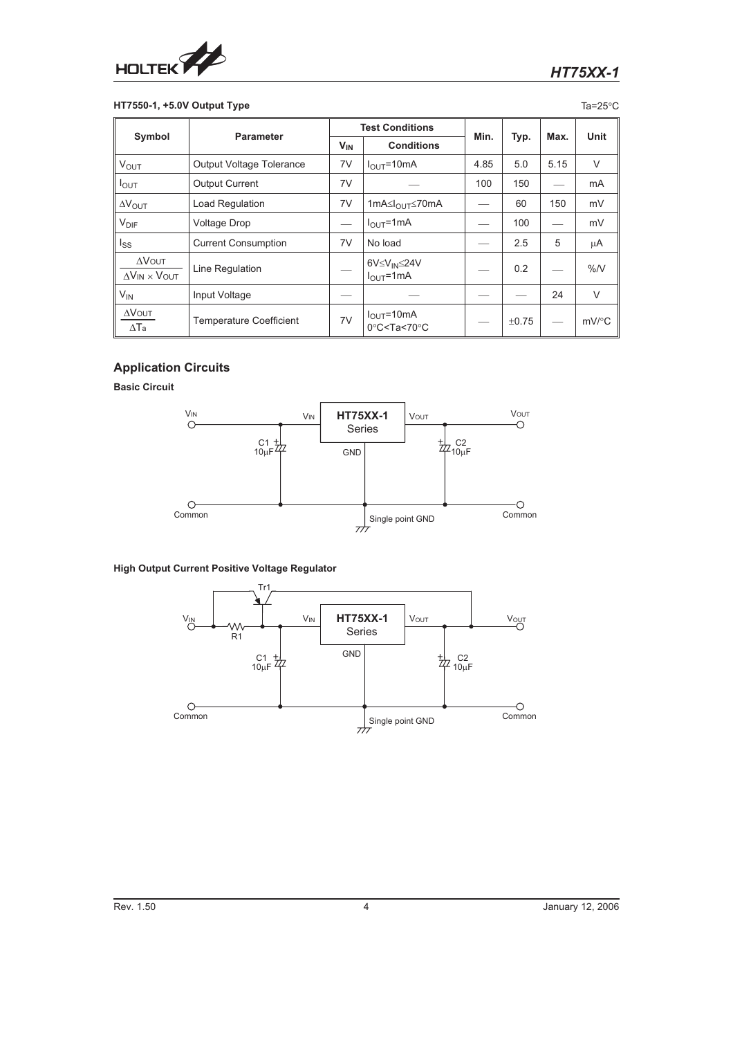### HT7550-1, +5.0V Output Type

Ta=25°C

| Symbol | Parameter | Test Conditions | | Min. | Typ. | Max. | Unit |
|---|---|---|---|---|---|---|---|
| | | $V_{IN}$ | Conditions | | | | |
| $V_{OUT}$ | Output Voltage Tolerance | 7V | $I_{OUT}$=10mA | 4.85 | 5.0 | 5.15 | V |
| $I_{OUT}$ | Output Current | 7V | — | 100 | 150 | — | mA |
| $\Delta V_{OUT}$ | Load Regulation | 7V | 1mA≤$I_{OUT}$≤70mA | — | 60 | 150 | mV |
| $V_{DIF}$ | Voltage Drop | — | $I_{OUT}$=1mA | — | 100 | — | mV |
| $I_{SS}$ | Current Consumption | 7V | No load | — | 2.5 | 5 | μA |
| $\frac{\Delta V_{OUT}}{\Delta V_{IN} \times V_{OUT}}$ | Line Regulation | — | 6V≤$V_{IN}$≤24V<br>$I_{OUT}$=1mA | — | 0.2 | — | %/V |
| $V_{IN}$ | Input Voltage | — | — | — | — | 24 | V |
| $\frac{\Delta V_{OUT}}{\Delta Ta}$ | Temperature Coefficient | 7V | $I_{OUT}$=10mA<br>0°C<Ta<70°C | — | ±0.75 | — | mV/°C |

## Application Circuits

**Basic Circuit**

**High Output Current Positive Voltage Regulator**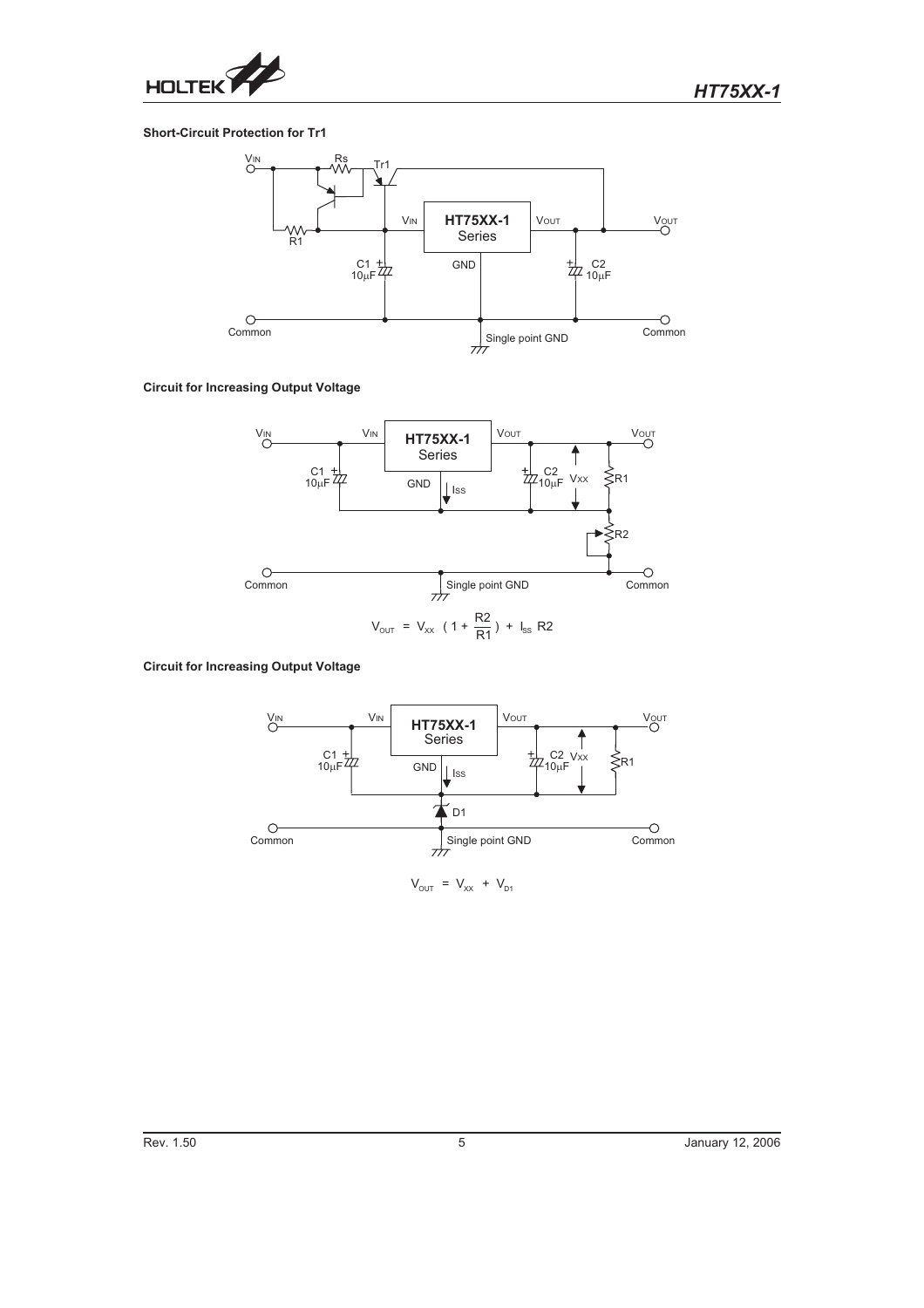### Short-Circuit Protection for Tr1

### Circuit for Increasing Output Voltage

$$V_{OUT} = V_{XX} \left(1 + \frac{R2}{R1}\right) + I_{SS} R2$$

### Circuit for Increasing Output Voltage

$$V_{OUT} = V_{XX} + V_{D1}$$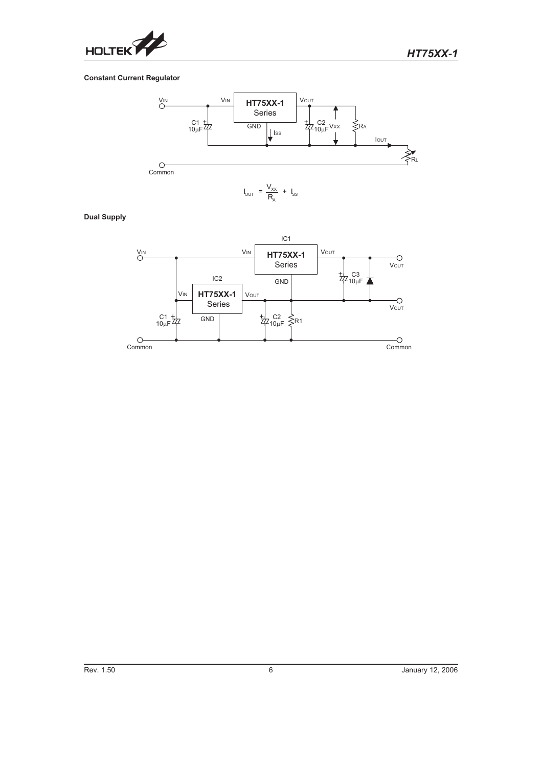### Constant Current Regulator

$$I_{OUT} = \frac{V_{XX}}{R_A} + I_{SS}$$

### Dual Supply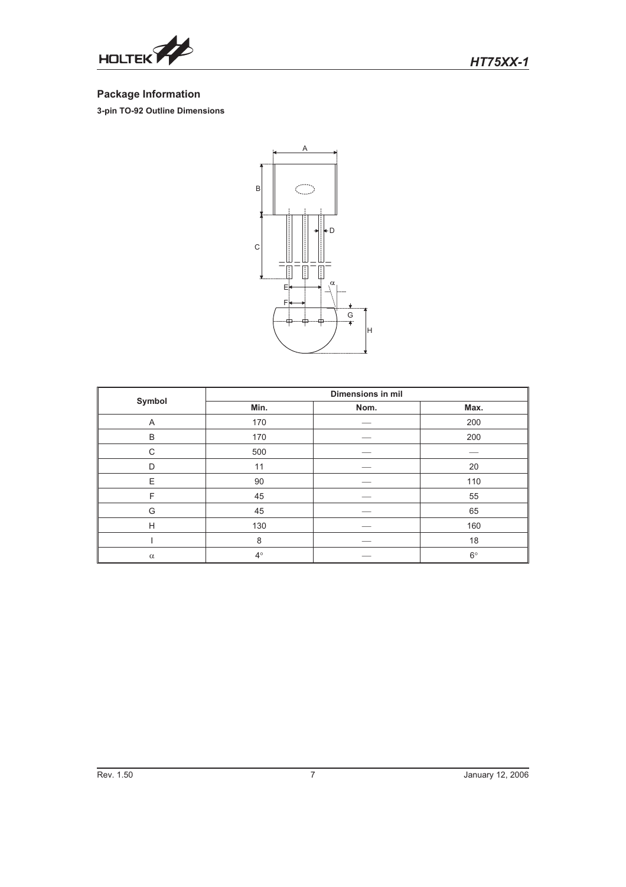## Package Information

**3-pin TO-92 Outline Dimensions**

| Symbol | Dimensions in mil | | |
|---|---|---|---|
| | Min. | Nom. | Max. |
| A | 170 | — | 200 |
| B | 170 | — | 200 |
| C | 500 | — | — |
| D | 11 | — | 20 |
| E | 90 | — | 110 |
| F | 45 | — | 55 |
| G | 45 | — | 65 |
| H | 130 | — | 160 |
| I | 8 | — | 18 |
| $\alpha$ | 4° | — | 6° |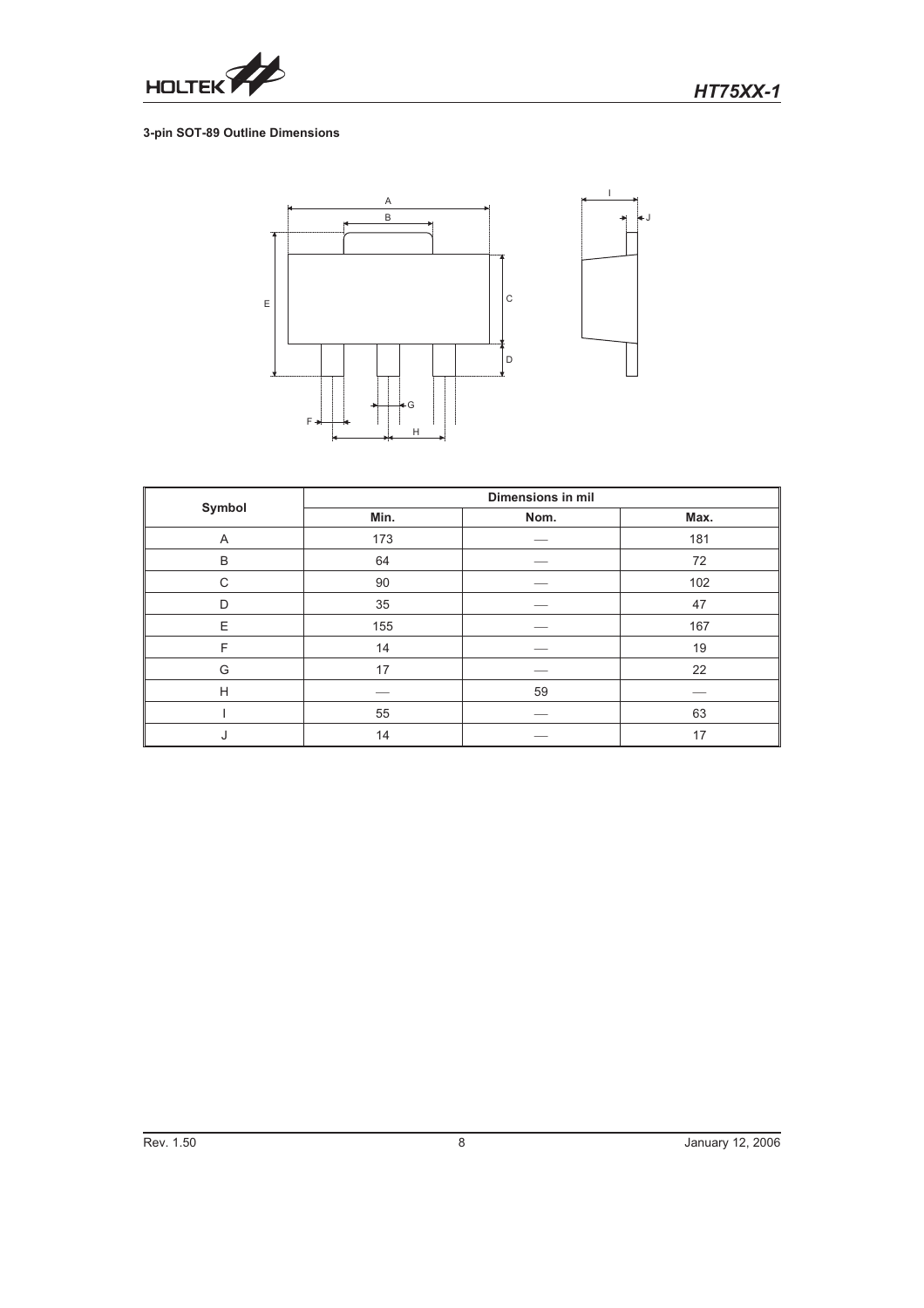### 3-pin SOT-89 Outline Dimensions

| Symbol | Dimensions in mil | | |
|---|---|---|---|
| | Min. | Nom. | Max. |
| A | 173 | — | 181 |
| B | 64 | — | 72 |
| C | 90 | — | 102 |
| D | 35 | — | 47 |
| E | 155 | — | 167 |
| F | 14 | — | 19 |
| G | 17 | — | 22 |
| H | — | 59 | — |
| I | 55 | — | 63 |
| J | 14 | — | 17 |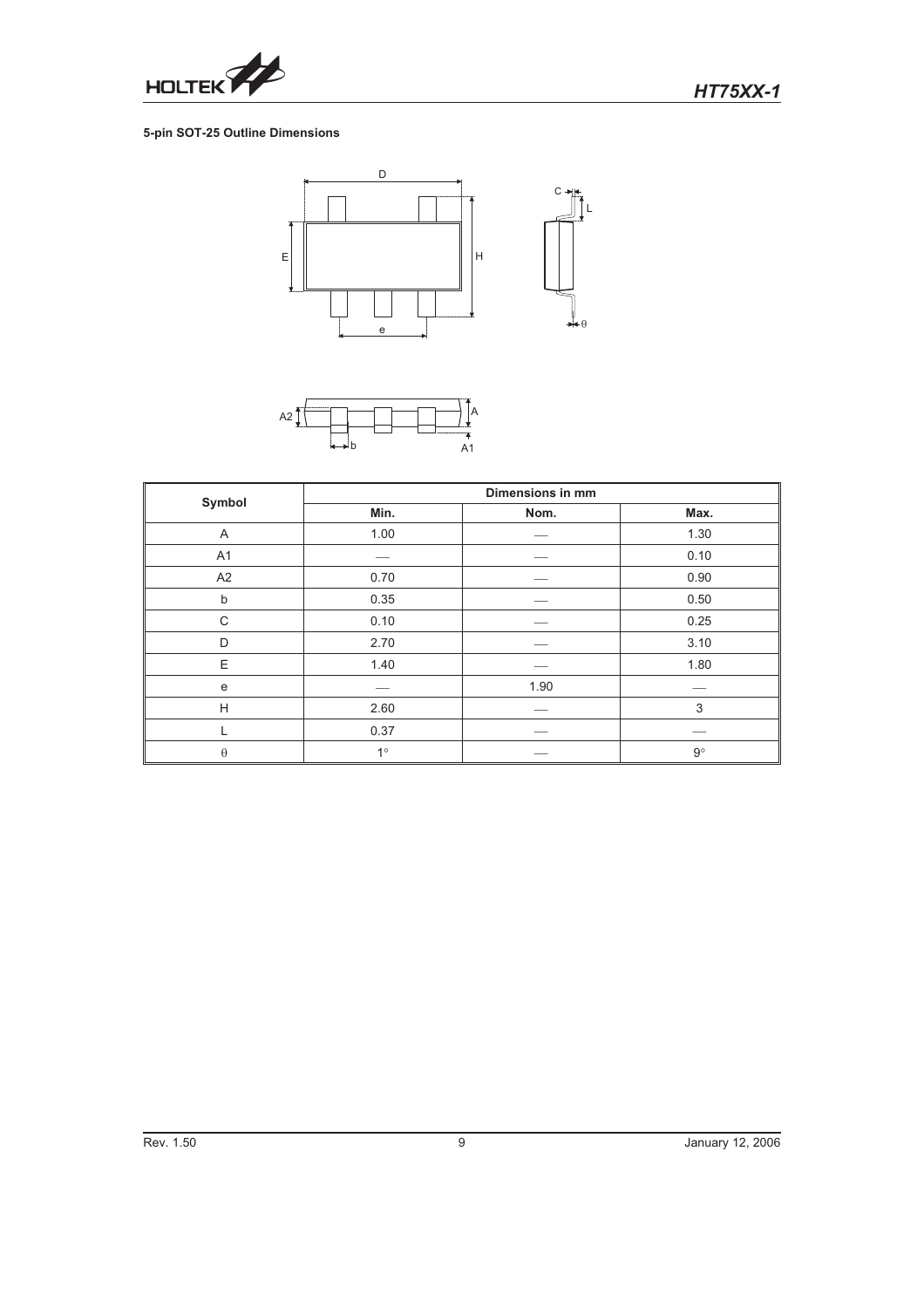### 5-pin SOT-25 Outline Dimensions

| Symbol | Dimensions in mm | | |
|---|---|---|---|
| | Min. | Nom. | Max. |
| A | 1.00 | — | 1.30 |
| A1 | — | — | 0.10 |
| A2 | 0.70 | — | 0.90 |
| b | 0.35 | — | 0.50 |
| C | 0.10 | — | 0.25 |
| D | 2.70 | — | 3.10 |
| E | 1.40 | — | 1.80 |
| e | — | 1.90 | — |
| H | 2.60 | — | 3 |
| L | 0.37 | — | — |
| θ | 1° | — | 9° |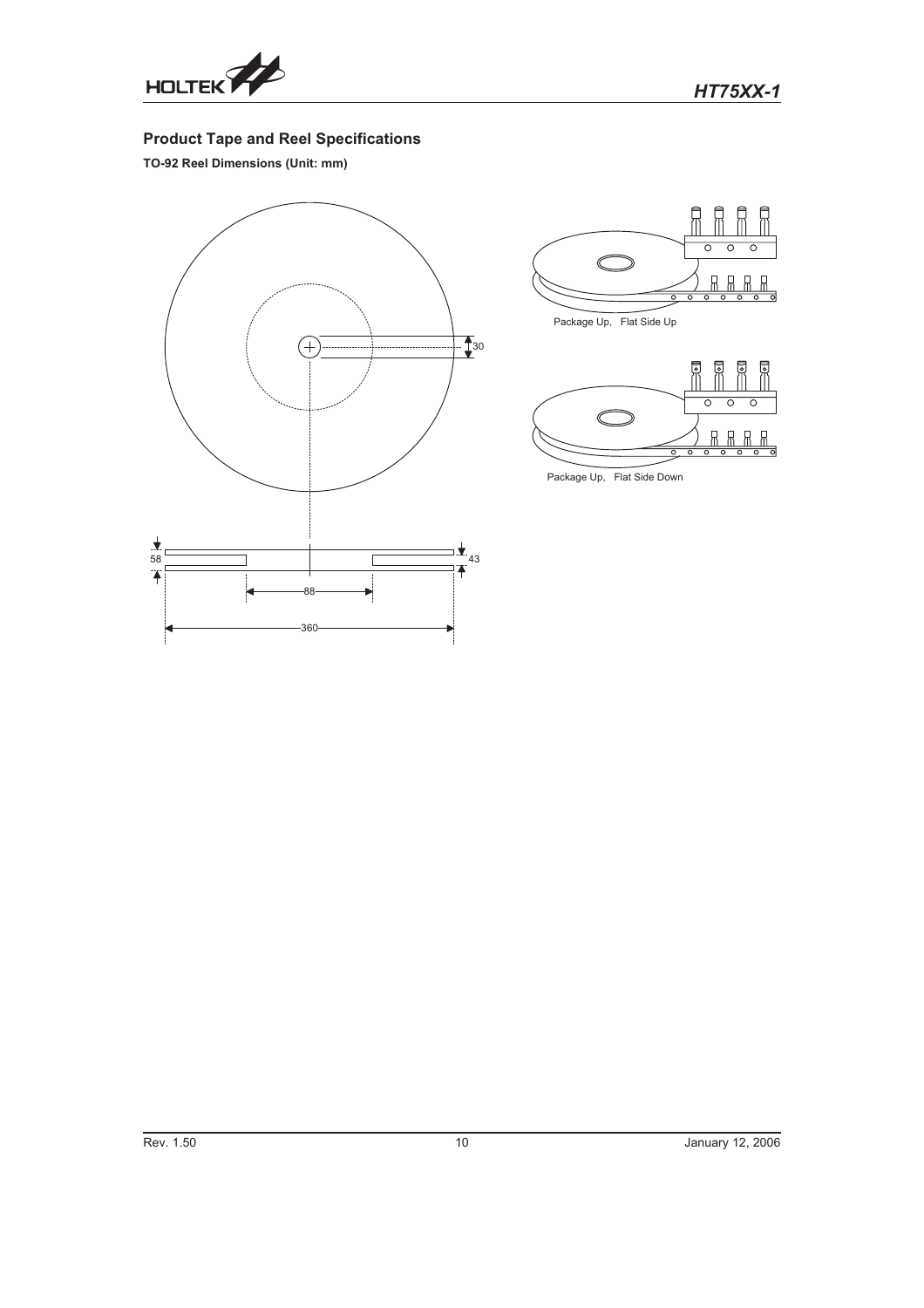## Product Tape and Reel Specifications

**TO-92 Reel Dimensions (Unit: mm)**

30

58

43

88

360

Package Up, Flat Side Up

Package Up, Flat Side Down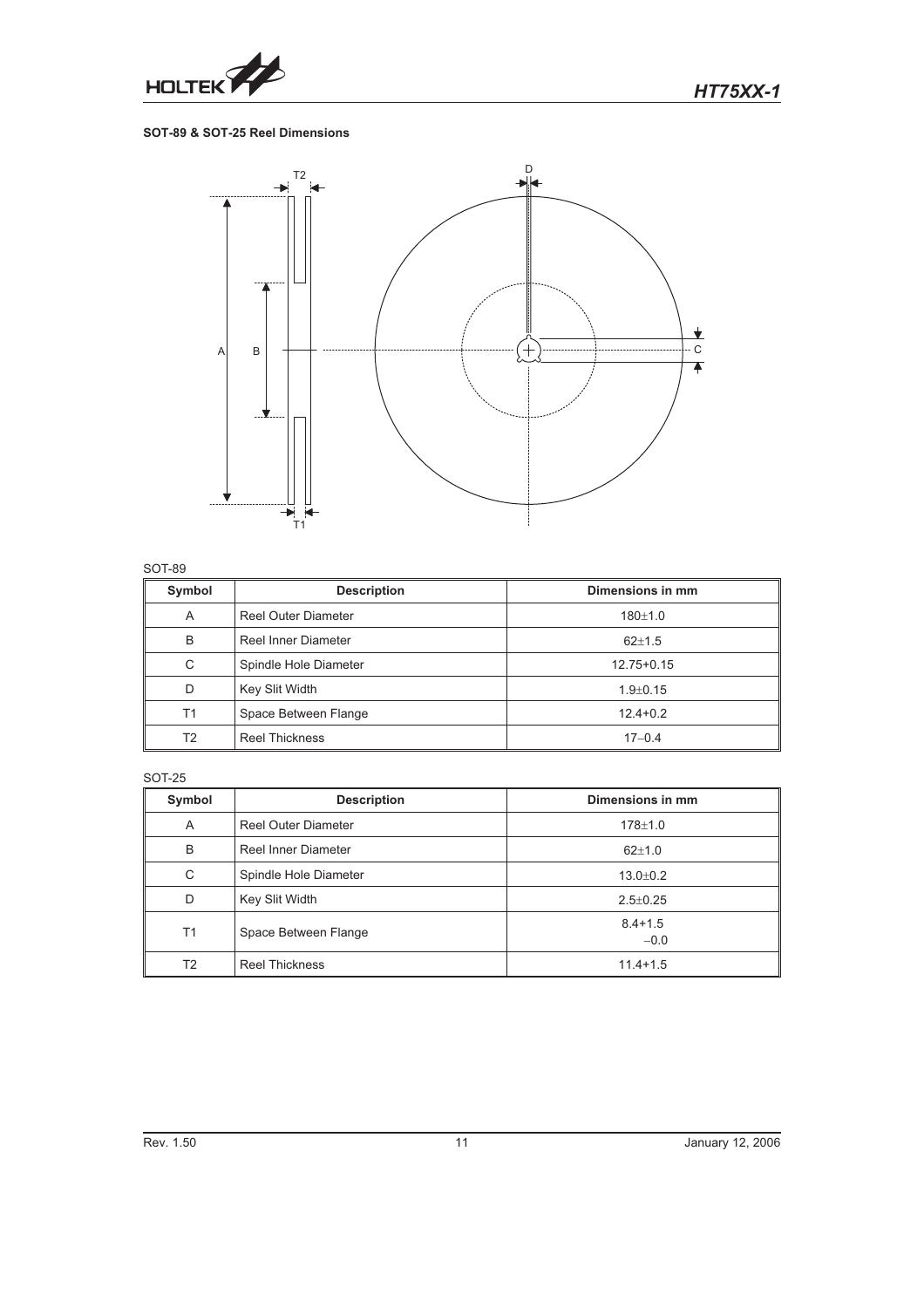### SOT-89 & SOT-25 Reel Dimensions

SOT-89

| Symbol | Description | Dimensions in mm |
|---|---|---|
| A | Reel Outer Diameter | 180±1.0 |
| B | Reel Inner Diameter | 62±1.5 |
| C | Spindle Hole Diameter | 12.75+0.15 |
| D | Key Slit Width | 1.9±0.15 |
| T1 | Space Between Flange | 12.4+0.2 |
| T2 | Reel Thickness | 17−0.4 |

SOT-25

| Symbol | Description | Dimensions in mm |
|---|---|---|
| A | Reel Outer Diameter | 178±1.0 |
| B | Reel Inner Diameter | 62±1.0 |
| C | Spindle Hole Diameter | 13.0±0.2 |
| D | Key Slit Width | 2.5±0.25 |
| T1 | Space Between Flange | 8.4+1.5 −0.0 |
| T2 | Reel Thickness | 11.4+1.5 |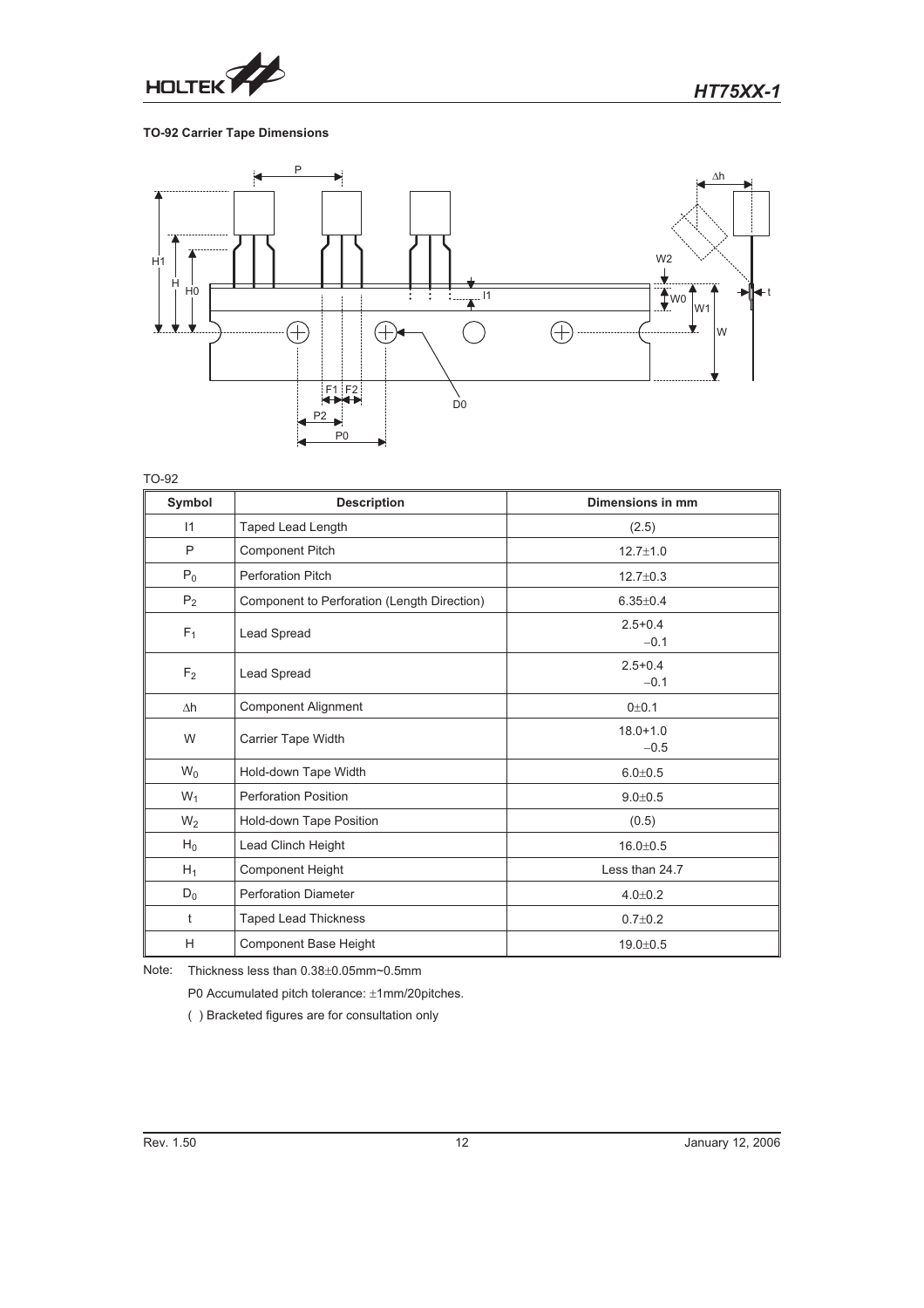### TO-92 Carrier Tape Dimensions

TO-92

| Symbol | Description | Dimensions in mm |
|---|---|---|
| I1 | Taped Lead Length | (2.5) |
| P | Component Pitch | 12.7±1.0 |
| $P_0$ | Perforation Pitch | 12.7±0.3 |
| $P_2$ | Component to Perforation (Length Direction) | 6.35±0.4 |
| $F_1$ | Lead Spread | $2.5^{+0.4}_{-0.1}$ |
| $F_2$ | Lead Spread | $2.5^{+0.4}_{-0.1}$ |
| $\Delta h$ | Component Alignment | 0±0.1 |
| W | Carrier Tape Width | $18.0^{+1.0}_{-0.5}$ |
| $W_0$ | Hold-down Tape Width | 6.0±0.5 |
| $W_1$ | Perforation Position | 9.0±0.5 |
| $W_2$ | Hold-down Tape Position | (0.5) |
| $H_0$ | Lead Clinch Height | 16.0±0.5 |
| $H_1$ | Component Height | Less than 24.7 |
| $D_0$ | Perforation Diameter | 4.0±0.2 |
| t | Taped Lead Thickness | 0.7±0.2 |
| H | Component Base Height | 19.0±0.5 |

Note: Thickness less than 0.38±0.05mm~0.5mm

P0 Accumulated pitch tolerance: ±1mm/20pitches.

( ) Bracketed figures are for consultation only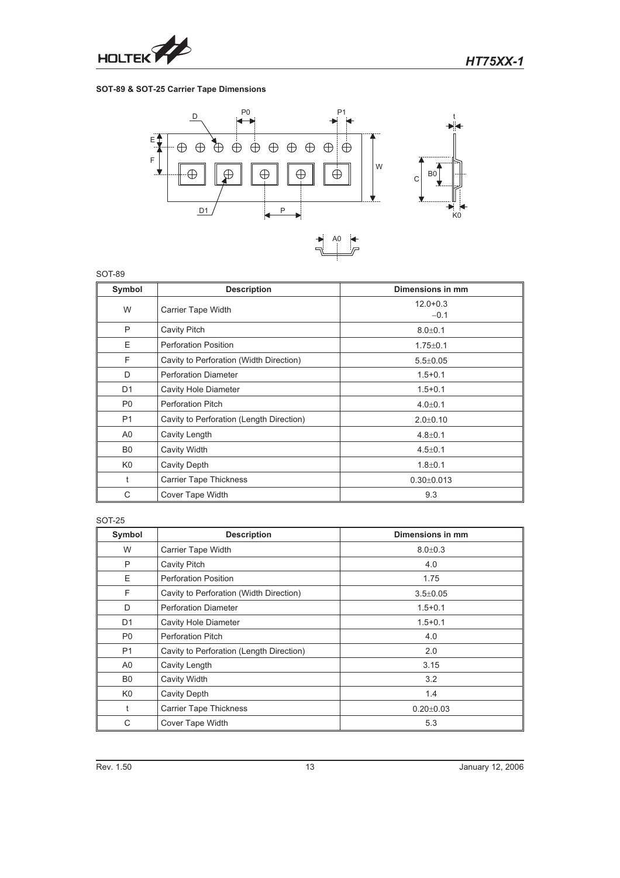### SOT-89 & SOT-25 Carrier Tape Dimensions

SOT-89

| Symbol | Description | Dimensions in mm |
|---|---|---|
| W | Carrier Tape Width | 12.0+0.3 −0.1 |
| P | Cavity Pitch | 8.0±0.1 |
| E | Perforation Position | 1.75±0.1 |
| F | Cavity to Perforation (Width Direction) | 5.5±0.05 |
| D | Perforation Diameter | 1.5+0.1 |
| D1 | Cavity Hole Diameter | 1.5+0.1 |
| P0 | Perforation Pitch | 4.0±0.1 |
| P1 | Cavity to Perforation (Length Direction) | 2.0±0.10 |
| A0 | Cavity Length | 4.8±0.1 |
| B0 | Cavity Width | 4.5±0.1 |
| K0 | Cavity Depth | 1.8±0.1 |
| t | Carrier Tape Thickness | 0.30±0.013 |
| C | Cover Tape Width | 9.3 |

SOT-25

| Symbol | Description | Dimensions in mm |
|---|---|---|
| W | Carrier Tape Width | 8.0±0.3 |
| P | Cavity Pitch | 4.0 |
| E | Perforation Position | 1.75 |
| F | Cavity to Perforation (Width Direction) | 3.5±0.05 |
| D | Perforation Diameter | 1.5+0.1 |
| D1 | Cavity Hole Diameter | 1.5+0.1 |
| P0 | Perforation Pitch | 4.0 |
| P1 | Cavity to Perforation (Length Direction) | 2.0 |
| A0 | Cavity Length | 3.15 |
| B0 | Cavity Width | 3.2 |
| K0 | Cavity Depth | 1.4 |
| t | Carrier Tape Thickness | 0.20±0.03 |
| C | Cover Tape Width | 5.3 |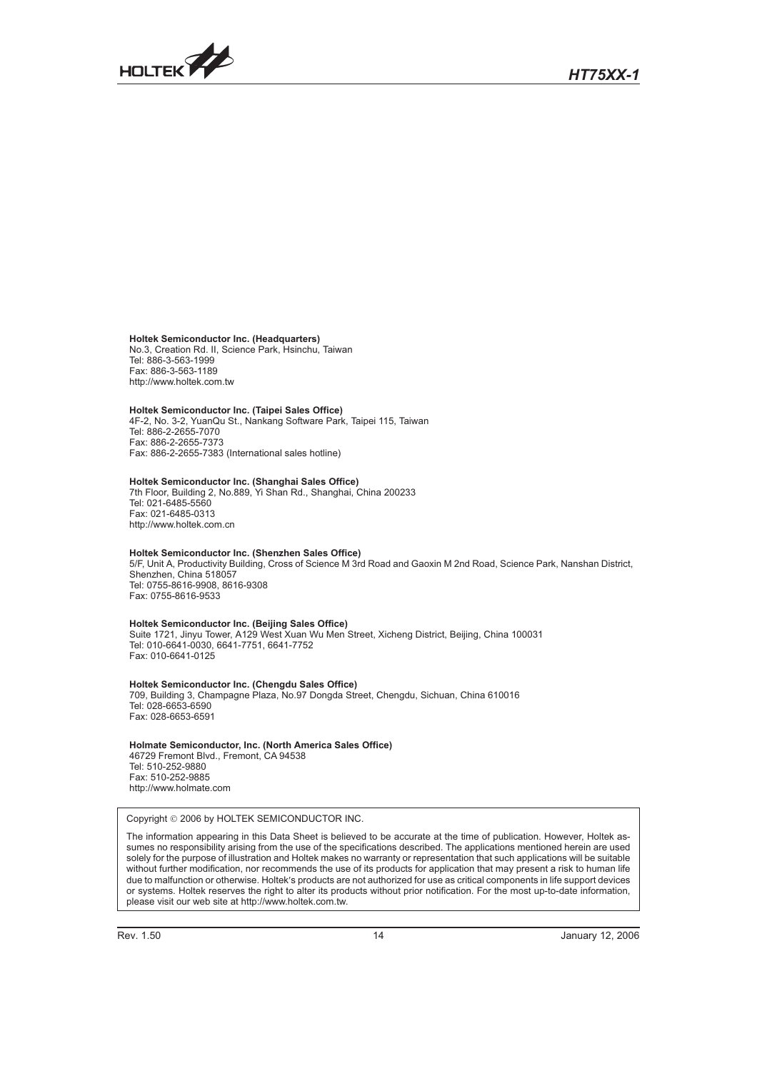**Holtek Semiconductor Inc. (Headquarters)**
No.3, Creation Rd. II, Science Park, Hsinchu, Taiwan
Tel: 886-3-563-1999
Fax: 886-3-563-1189
http://www.holtek.com.tw

**Holtek Semiconductor Inc. (Taipei Sales Office)**
4F-2, No. 3-2, YuanQu St., Nankang Software Park, Taipei 115, Taiwan
Tel: 886-2-2655-7070
Fax: 886-2-2655-7373
Fax: 886-2-2655-7383 (International sales hotline)

**Holtek Semiconductor Inc. (Shanghai Sales Office)**
7th Floor, Building 2, No.889, Yi Shan Rd., Shanghai, China 200233
Tel: 021-6485-5560
Fax: 021-6485-0313
http://www.holtek.com.cn

**Holtek Semiconductor Inc. (Shenzhen Sales Office)**
5/F, Unit A, Productivity Building, Cross of Science M 3rd Road and Gaoxin M 2nd Road, Science Park, Nanshan District, Shenzhen, China 518057
Tel: 0755-8616-9908, 8616-9308
Fax: 0755-8616-9533

**Holtek Semiconductor Inc. (Beijing Sales Office)**
Suite 1721, Jinyu Tower, A129 West Xuan Wu Men Street, Xicheng District, Beijing, China 100031
Tel: 010-6641-0030, 6641-7751, 6641-7752
Fax: 010-6641-0125

**Holtek Semiconductor Inc. (Chengdu Sales Office)**
709, Building 3, Champagne Plaza, No.97 Dongda Street, Chengdu, Sichuan, China 610016
Tel: 028-6653-6590
Fax: 028-6653-6591

**Holmate Semiconductor, Inc. (North America Sales Office)**
46729 Fremont Blvd., Fremont, CA 94538
Tel: 510-252-9880
Fax: 510-252-9885
http://www.holmate.com

Copyright © 2006 by HOLTEK SEMICONDUCTOR INC.

The information appearing in this Data Sheet is believed to be accurate at the time of publication. However, Holtek assumes no responsibility arising from the use of the specifications described. The applications mentioned herein are used solely for the purpose of illustration and Holtek makes no warranty or representation that such applications will be suitable without further modification, nor recommends the use of its products for application that may present a risk to human life due to malfunction or otherwise. Holtek's products are not authorized for use as critical components in life support devices or systems. Holtek reserves the right to alter its products without prior notification. For the most up-to-date information, please visit our web site at http://www.holtek.com.tw.